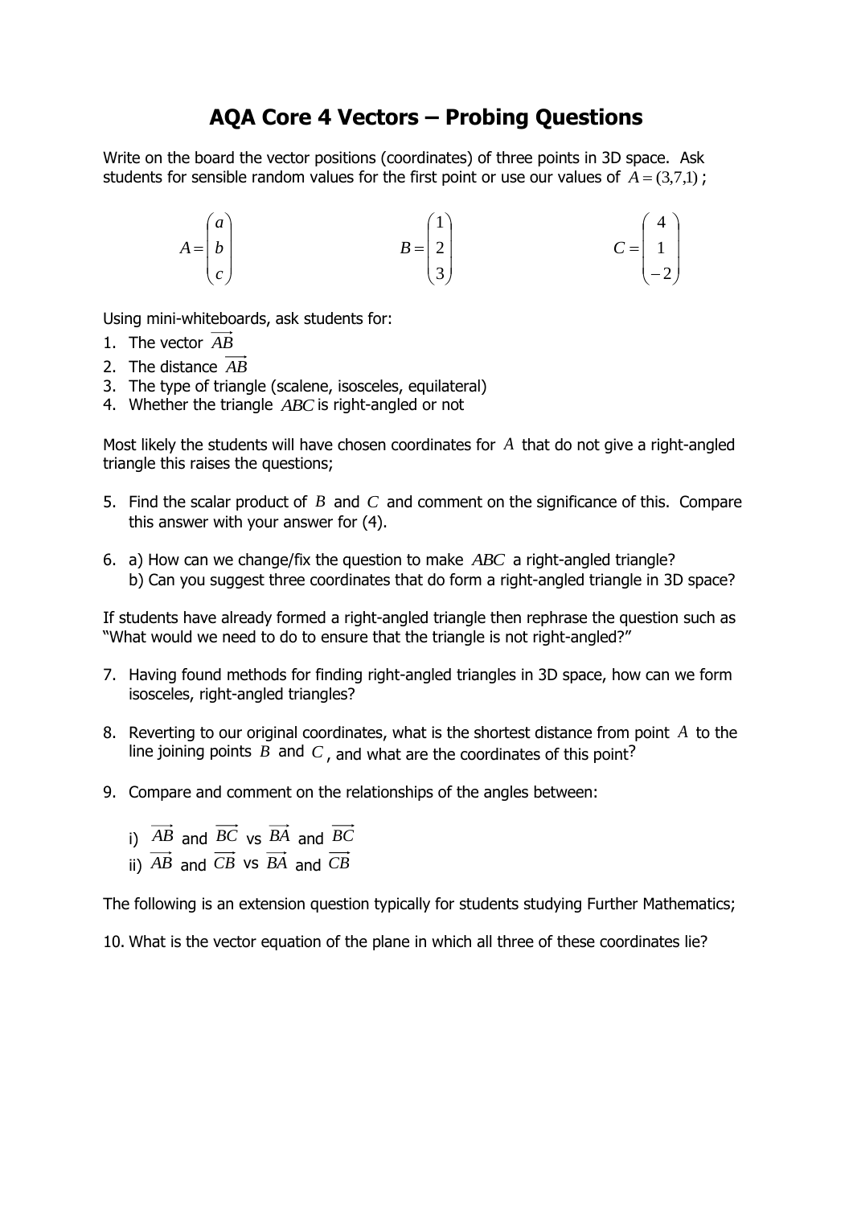# AQA Core 4 Vectors – Probing Questions

Write on the board the vector positions (coordinates) of three points in 3D space. Ask students for sensible random values for the first point or use our values of $A = (3,7,1)$;

$$A = \begin{pmatrix} a \\ b \\ c \end{pmatrix} \qquad B = \begin{pmatrix} 1 \\ 2 \\ 3 \end{pmatrix} \qquad C = \begin{pmatrix} 4 \\ 1 \\ -2 \end{pmatrix}$$

Using mini-whiteboards, ask students for:

1. The vector $\overrightarrow{AB}$
2. The distance $\overrightarrow{AB}$
3. The type of triangle (scalene, isosceles, equilateral)
4. Whether the triangle $ABC$ is right-angled or not

Most likely the students will have chosen coordinates for $A$ that do not give a right-angled triangle this raises the questions;

5. Find the scalar product of $B$ and $C$ and comment on the significance of this. Compare this answer with your answer for (4).

6. a) How can we change/fix the question to make $ABC$ a right-angled triangle?
   b) Can you suggest three coordinates that do form a right-angled triangle in 3D space?

If students have already formed a right-angled triangle then rephrase the question such as "What would we need to do to ensure that the triangle is not right-angled?"

7. Having found methods for finding right-angled triangles in 3D space, how can we form isosceles, right-angled triangles?

8. Reverting to our original coordinates, what is the shortest distance from point $A$ to the line joining points $B$ and $C$, and what are the coordinates of this point?

9. Compare and comment on the relationships of the angles between:

   i) $\overrightarrow{AB}$ and $\overrightarrow{BC}$ vs $\overrightarrow{BA}$ and $\overrightarrow{BC}$
   ii) $\overrightarrow{AB}$ and $\overrightarrow{CB}$ vs $\overrightarrow{BA}$ and $\overrightarrow{CB}$

The following is an extension question typically for students studying Further Mathematics;

10. What is the vector equation of the plane in which all three of these coordinates lie?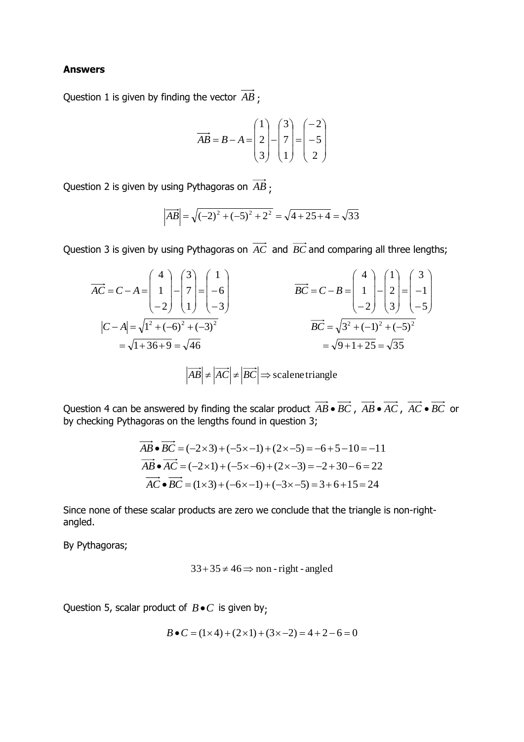**Answers**

Question 1 is given by finding the vector $\overrightarrow{AB}$;

$$\overrightarrow{AB} = B - A = \begin{pmatrix} 1 \\ 2 \\ 3 \end{pmatrix} - \begin{pmatrix} 3 \\ 7 \\ 1 \end{pmatrix} = \begin{pmatrix} -2 \\ -5 \\ 2 \end{pmatrix}$$

Question 2 is given by using Pythagoras on $\overrightarrow{AB}$;

$$\left|\overrightarrow{AB}\right| = \sqrt{(-2)^2 + (-5)^2 + 2^2} = \sqrt{4+25+4} = \sqrt{33}$$

Question 3 is given by using Pythagoras on $\overrightarrow{AC}$ and $\overrightarrow{BC}$ and comparing all three lengths;

$$\overrightarrow{AC} = C - A = \begin{pmatrix} 4 \\ 1 \\ -2 \end{pmatrix} - \begin{pmatrix} 3 \\ 7 \\ 1 \end{pmatrix} = \begin{pmatrix} 1 \\ -6 \\ -3 \end{pmatrix}$$

$$|C - A| = \sqrt{1^2 + (-6)^2 + (-3)^2} = \sqrt{1+36+9} = \sqrt{46}$$

$$\overrightarrow{BC} = C - B = \begin{pmatrix} 4 \\ 1 \\ -2 \end{pmatrix} - \begin{pmatrix} 1 \\ 2 \\ 3 \end{pmatrix} = \begin{pmatrix} 3 \\ -1 \\ -5 \end{pmatrix}$$

$$\overrightarrow{BC} = \sqrt{3^2 + (-1)^2 + (-5)^2} = \sqrt{9+1+25} = \sqrt{35}$$

$$\left|\overrightarrow{AB}\right| \neq \left|\overrightarrow{AC}\right| \neq \left|\overrightarrow{BC}\right| \Rightarrow \text{scalene triangle}$$

Question 4 can be answered by finding the scalar product $\overrightarrow{AB} \bullet \overrightarrow{BC}$, $\overrightarrow{AB} \bullet \overrightarrow{AC}$, $\overrightarrow{AC} \bullet \overrightarrow{BC}$ or by checking Pythagoras on the lengths found in question 3;

$$\overrightarrow{AB} \bullet \overrightarrow{BC} = (-2\times 3) + (-5\times -1) + (2\times -5) = -6 + 5 - 10 = -11$$

$$\overrightarrow{AB} \bullet \overrightarrow{AC} = (-2\times 1) + (-5\times -6) + (2\times -3) = -2 + 30 - 6 = 22$$

$$\overrightarrow{AC} \bullet \overrightarrow{BC} = (1\times 3) + (-6\times -1) + (-3\times -5) = 3 + 6 + 15 = 24$$

Since none of these scalar products are zero we conclude that the triangle is non-right-angled.

By Pythagoras;

$$33 + 35 \neq 46 \Rightarrow \text{non-right-angled}$$

Question 5, scalar product of $B \bullet C$ is given by;

$$B \bullet C = (1\times 4) + (2\times 1) + (3\times -2) = 4 + 2 - 6 = 0$$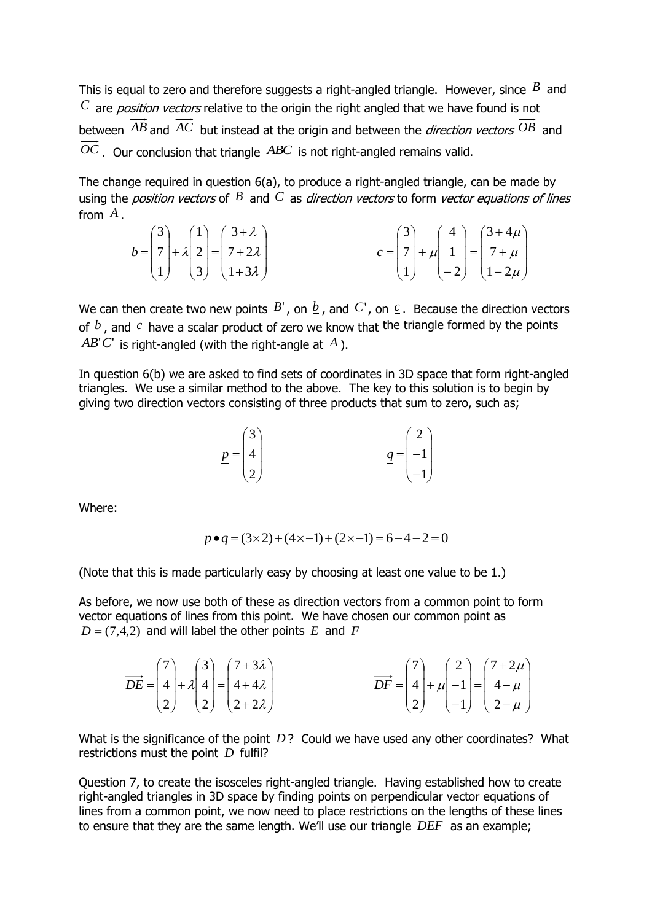This is equal to zero and therefore suggests a right-angled triangle. However, since $B$ and $C$ are *position vectors* relative to the origin the right angled that we have found is not between $\overrightarrow{AB}$ and $\overrightarrow{AC}$ but instead at the origin and between the *direction vectors* $\overrightarrow{OB}$ and $\overrightarrow{OC}$. Our conclusion that triangle $ABC$ is not right-angled remains valid.

The change required in question 6(a), to produce a right-angled triangle, can be made by using the *position vectors* of $B$ and $C$ as *direction vectors* to form *vector equations of lines* from $A$.

$$\underline{b} = \begin{pmatrix} 3 \\ 7 \\ 1 \end{pmatrix} + \lambda \begin{pmatrix} 1 \\ 2 \\ 3 \end{pmatrix} = \begin{pmatrix} 3+\lambda \\ 7+2\lambda \\ 1+3\lambda \end{pmatrix} \qquad \underline{c} = \begin{pmatrix} 3 \\ 7 \\ 1 \end{pmatrix} + \mu \begin{pmatrix} 4 \\ 1 \\ -2 \end{pmatrix} = \begin{pmatrix} 3+4\mu \\ 7+\mu \\ 1-2\mu \end{pmatrix}$$

We can then create two new points $B'$, on $\underline{b}$, and $C'$, on $\underline{c}$. Because the direction vectors of $\underline{b}$, and $\underline{c}$ have a scalar product of zero we know that the triangle formed by the points $AB'C'$ is right-angled (with the right-angle at $A$).

In question 6(b) we are asked to find sets of coordinates in 3D space that form right-angled triangles. We use a similar method to the above. The key to this solution is to begin by giving two direction vectors consisting of three products that sum to zero, such as;

$$\underline{p} = \begin{pmatrix} 3 \\ 4 \\ 2 \end{pmatrix} \qquad \underline{q} = \begin{pmatrix} 2 \\ -1 \\ -1 \end{pmatrix}$$

Where:

$$\underline{p} \bullet \underline{q} = (3\times 2) + (4\times -1) + (2\times -1) = 6 - 4 - 2 = 0$$

(Note that this is made particularly easy by choosing at least one value to be 1.)

As before, we now use both of these as direction vectors from a common point to form vector equations of lines from this point. We have chosen our common point as $D = (7,4,2)$ and will label the other points $E$ and $F$

$$\overrightarrow{DE} = \begin{pmatrix} 7 \\ 4 \\ 2 \end{pmatrix} + \lambda \begin{pmatrix} 3 \\ 4 \\ 2 \end{pmatrix} = \begin{pmatrix} 7+3\lambda \\ 4+4\lambda \\ 2+2\lambda \end{pmatrix} \qquad \overrightarrow{DF} = \begin{pmatrix} 7 \\ 4 \\ 2 \end{pmatrix} + \mu \begin{pmatrix} 2 \\ -1 \\ -1 \end{pmatrix} = \begin{pmatrix} 7+2\mu \\ 4-\mu \\ 2-\mu \end{pmatrix}$$

What is the significance of the point $D$? Could we have used any other coordinates? What restrictions must the point $D$ fulfil?

Question 7, to create the isosceles right-angled triangle. Having established how to create right-angled triangles in 3D space by finding points on perpendicular vector equations of lines from a common point, we now need to place restrictions on the lengths of these lines to ensure that they are the same length. We'll use our triangle $DEF$ as an example;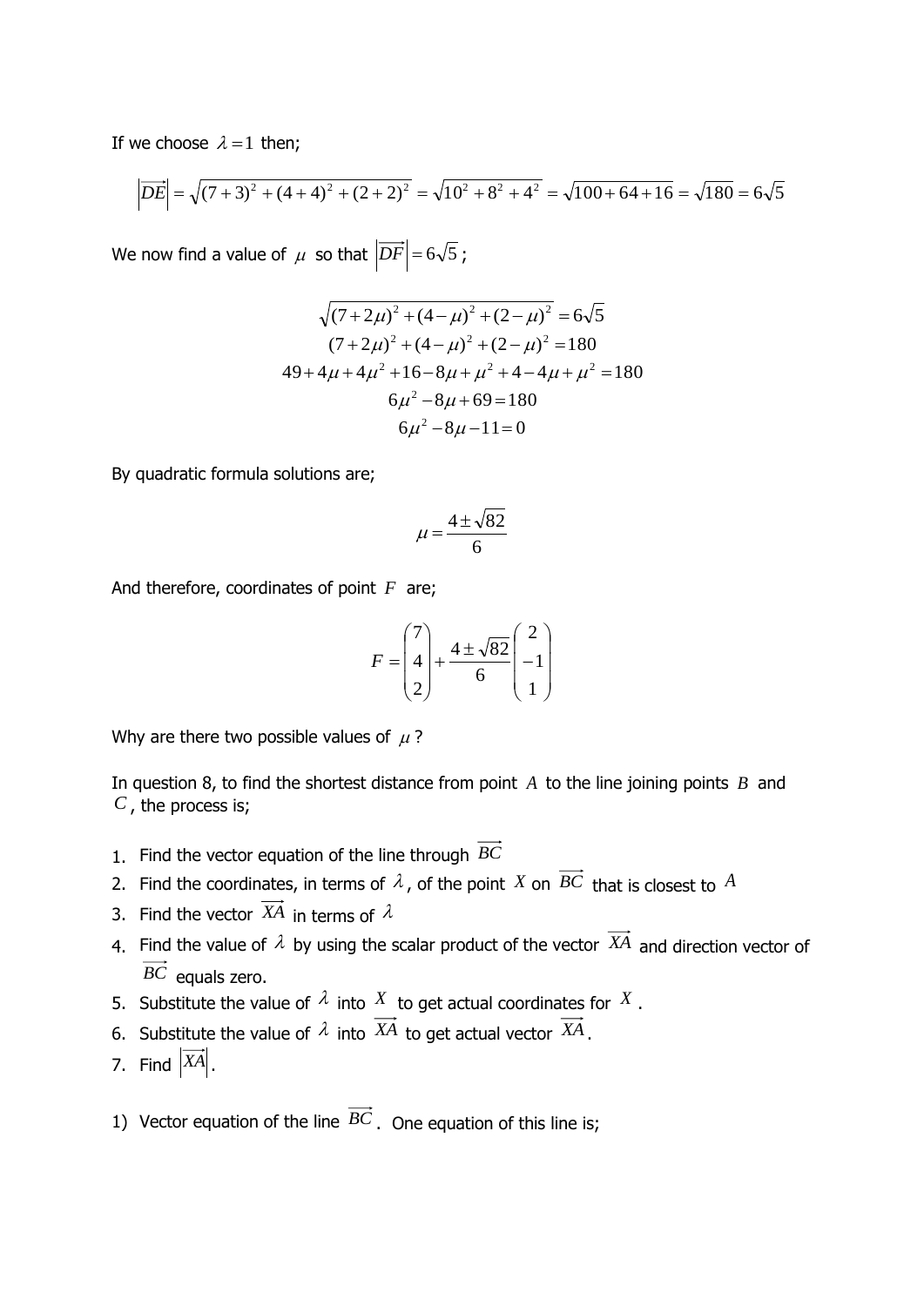If we choose $\lambda = 1$ then;

$$\left|\overrightarrow{DE}\right| = \sqrt{(7+3)^2 + (4+4)^2 + (2+2)^2} = \sqrt{10^2 + 8^2 + 4^2} = \sqrt{100+64+16} = \sqrt{180} = 6\sqrt{5}$$

We now find a value of $\mu$ so that $\left|\overrightarrow{DF}\right| = 6\sqrt{5}$;

$$\begin{gathered}
\sqrt{(7+2\mu)^2 + (4-\mu)^2 + (2-\mu)^2} = 6\sqrt{5} \\
(7+2\mu)^2 + (4-\mu)^2 + (2-\mu)^2 = 180 \\
49 + 4\mu + 4\mu^2 + 16 - 8\mu + \mu^2 + 4 - 4\mu + \mu^2 = 180 \\
6\mu^2 - 8\mu + 69 = 180 \\
6\mu^2 - 8\mu - 11 = 0
\end{gathered}$$

By quadratic formula solutions are;

$$\mu = \frac{4 \pm \sqrt{82}}{6}$$

And therefore, coordinates of point $F$ are;

$$F = \begin{pmatrix} 7 \\ 4 \\ 2 \end{pmatrix} + \frac{4 \pm \sqrt{82}}{6} \begin{pmatrix} 2 \\ -1 \\ 1 \end{pmatrix}$$

Why are there two possible values of $\mu$?

In question 8, to find the shortest distance from point $A$ to the line joining points $B$ and $C$, the process is;

1. Find the vector equation of the line through $\overrightarrow{BC}$
2. Find the coordinates, in terms of $\lambda$, of the point $X$ on $\overrightarrow{BC}$ that is closest to $A$
3. Find the vector $\overrightarrow{XA}$ in terms of $\lambda$
4. Find the value of $\lambda$ by using the scalar product of the vector $\overrightarrow{XA}$ and direction vector of $\overrightarrow{BC}$ equals zero.
5. Substitute the value of $\lambda$ into $X$ to get actual coordinates for $X$.
6. Substitute the value of $\lambda$ into $\overrightarrow{XA}$ to get actual vector $\overrightarrow{XA}$.
7. Find $\left|\overrightarrow{XA}\right|$.

1) Vector equation of the line $\overrightarrow{BC}$. One equation of this line is;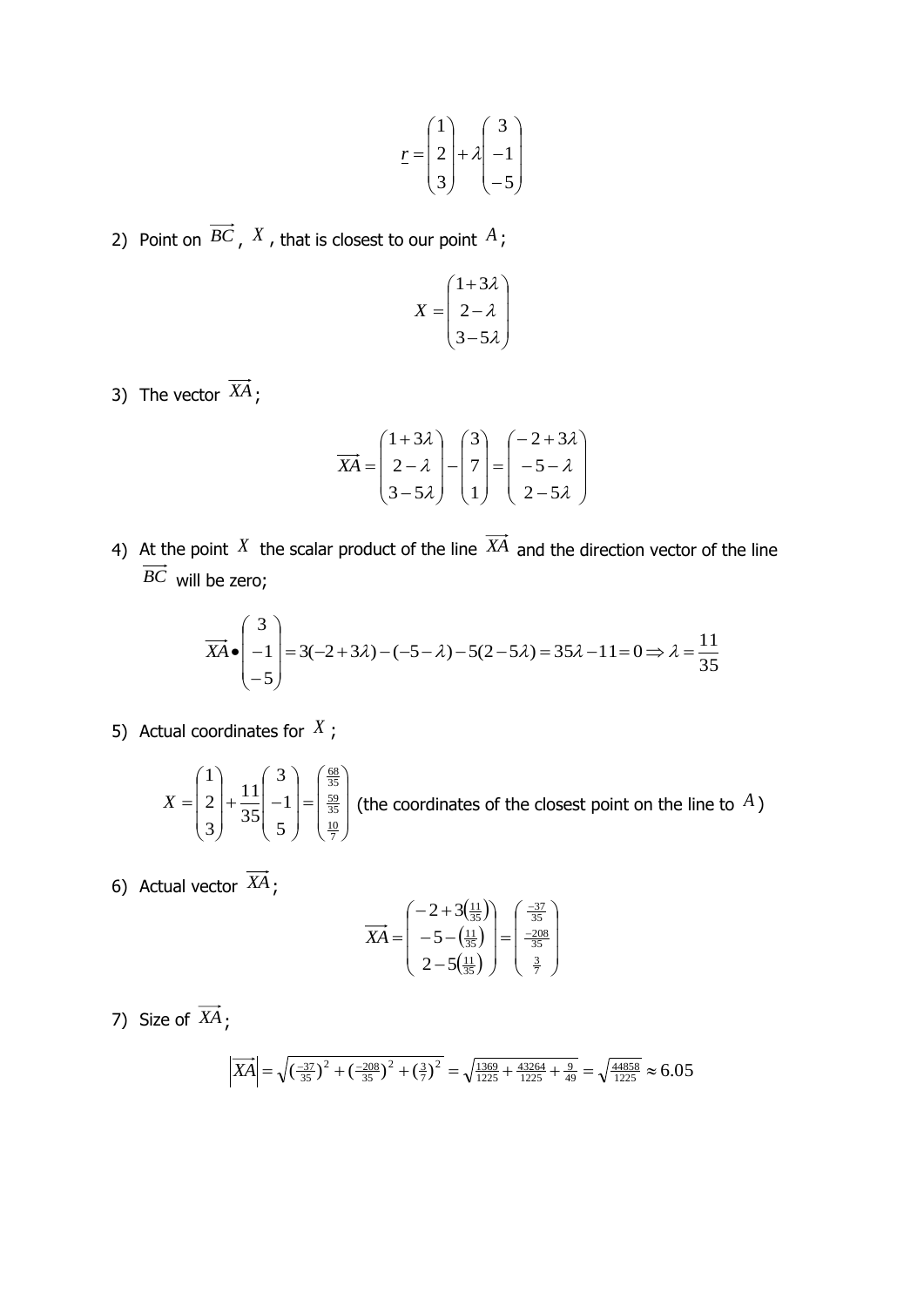$$\underline{r} = \begin{pmatrix} 1 \\ 2 \\ 3 \end{pmatrix} + \lambda \begin{pmatrix} 3 \\ -1 \\ -5 \end{pmatrix}$$

2) Point on $\overrightarrow{BC}$, $X$, that is closest to our point $A$;

$$X = \begin{pmatrix} 1+3\lambda \\ 2-\lambda \\ 3-5\lambda \end{pmatrix}$$

3) The vector $\overrightarrow{XA}$;

$$\overrightarrow{XA} = \begin{pmatrix} 1+3\lambda \\ 2-\lambda \\ 3-5\lambda \end{pmatrix} - \begin{pmatrix} 3 \\ 7 \\ 1 \end{pmatrix} = \begin{pmatrix} -2+3\lambda \\ -5-\lambda \\ 2-5\lambda \end{pmatrix}$$

4) At the point $X$ the scalar product of the line $\overrightarrow{XA}$ and the direction vector of the line $\overrightarrow{BC}$ will be zero;

$$\overrightarrow{XA} \bullet \begin{pmatrix} 3 \\ -1 \\ -5 \end{pmatrix} = 3(-2+3\lambda) - (-5-\lambda) - 5(2-5\lambda) = 35\lambda - 11 = 0 \Rightarrow \lambda = \frac{11}{35}$$

5) Actual coordinates for $X$;

$$X = \begin{pmatrix} 1 \\ 2 \\ 3 \end{pmatrix} + \frac{11}{35} \begin{pmatrix} 3 \\ -1 \\ 5 \end{pmatrix} = \begin{pmatrix} \frac{68}{35} \\ \frac{59}{35} \\ \frac{10}{7} \end{pmatrix}$$ (the coordinates of the closest point on the line to $A$)

6) Actual vector $\overrightarrow{XA}$;

$$\overrightarrow{XA} = \begin{pmatrix} -2+3\left(\frac{11}{35}\right) \\ -5-\left(\frac{11}{35}\right) \\ 2-5\left(\frac{11}{35}\right) \end{pmatrix} = \begin{pmatrix} \frac{-37}{35} \\ \frac{-208}{35} \\ \frac{3}{7} \end{pmatrix}$$

7) Size of $\overrightarrow{XA}$;

$$\left|\overrightarrow{XA}\right| = \sqrt{\left(\tfrac{-37}{35}\right)^2 + \left(\tfrac{-208}{35}\right)^2 + \left(\tfrac{3}{7}\right)^2} = \sqrt{\tfrac{1369}{1225} + \tfrac{43264}{1225} + \tfrac{9}{49}} = \sqrt{\tfrac{44858}{1225}} \approx 6.05$$